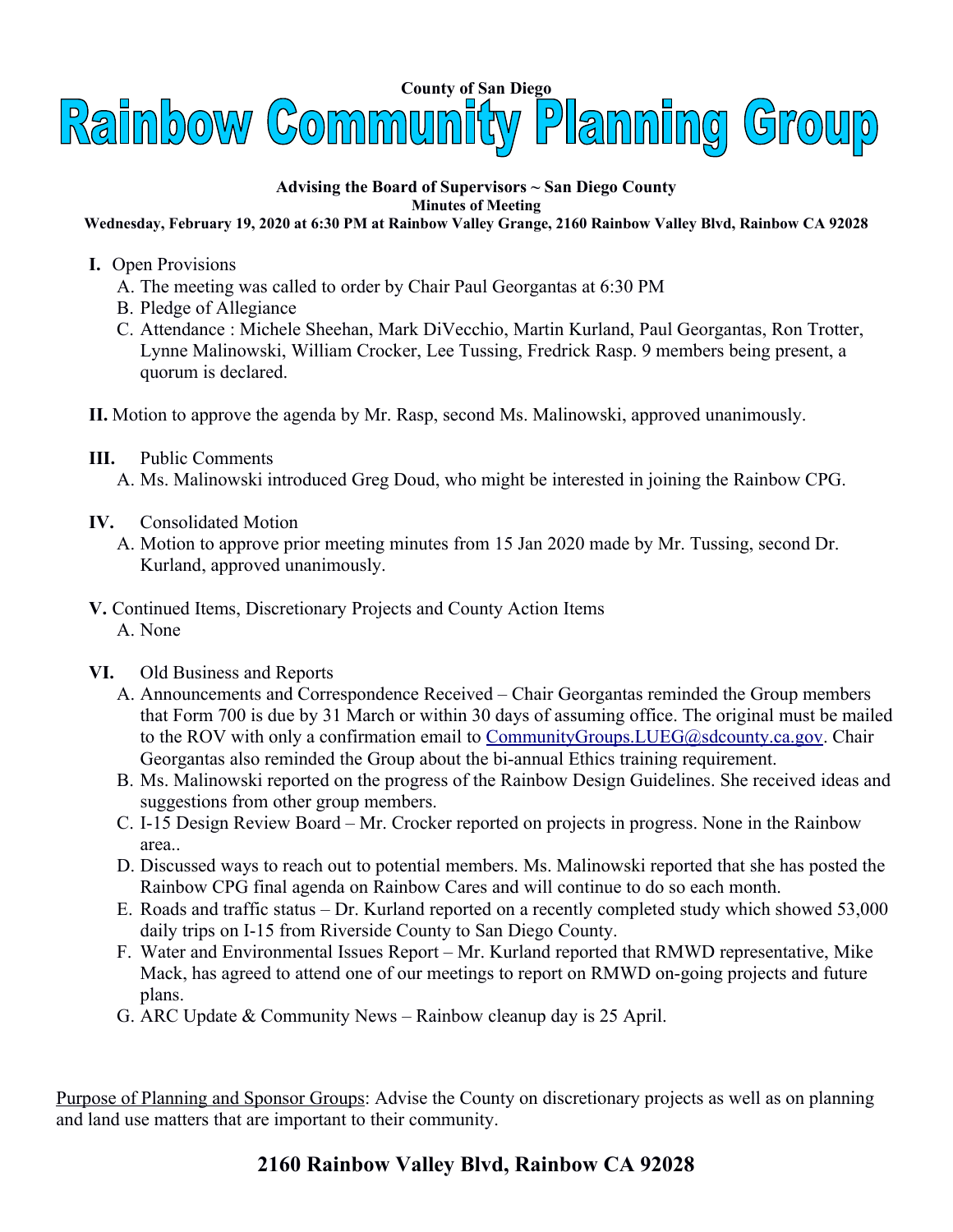County of San Diego

# Rainbow Community Planning Group

**Advising the Board of Supervisors ~ San Diego County**

**Minutes of Meeting**

**Wednesday, February 19, 2020 at 6:30 PM at Rainbow Valley Grange, 2160 Rainbow Valley Blvd, Rainbow CA 92028**

**I.** Open Provisions

A. The meeting was called to order by Chair Paul Georgantas at 6:30 PM

B. Pledge of Allegiance

C. Attendance : Michele Sheehan, Mark DiVecchio, Martin Kurland, Paul Georgantas, Ron Trotter, Lynne Malinowski, William Crocker, Lee Tussing, Fredrick Rasp. 9 members being present, a quorum is declared.

**II.** Motion to approve the agenda by Mr. Rasp, second Ms. Malinowski, approved unanimously.

**III.** Public Comments

A. Ms. Malinowski introduced Greg Doud, who might be interested in joining the Rainbow CPG.

**IV.** Consolidated Motion

A. Motion to approve prior meeting minutes from 15 Jan 2020 made by Mr. Tussing, second Dr. Kurland, approved unanimously.

**V.** Continued Items, Discretionary Projects and County Action Items

A. None

**VI.** Old Business and Reports

A. Announcements and Correspondence Received – Chair Georgantas reminded the Group members that Form 700 is due by 31 March or within 30 days of assuming office. The original must be mailed to the ROV with only a confirmation email to CommunityGroups.LUEG@sdcounty.ca.gov. Chair Georgantas also reminded the Group about the bi-annual Ethics training requirement.

B. Ms. Malinowski reported on the progress of the Rainbow Design Guidelines. She received ideas and suggestions from other group members.

C. I-15 Design Review Board – Mr. Crocker reported on projects in progress. None in the Rainbow area..

D. Discussed ways to reach out to potential members. Ms. Malinowski reported that she has posted the Rainbow CPG final agenda on Rainbow Cares and will continue to do so each month.

E. Roads and traffic status – Dr. Kurland reported on a recently completed study which showed 53,000 daily trips on I-15 from Riverside County to San Diego County.

F. Water and Environmental Issues Report – Mr. Kurland reported that RMWD representative, Mike Mack, has agreed to attend one of our meetings to report on RMWD on-going projects and future plans.

G. ARC Update & Community News – Rainbow cleanup day is 25 April.

Purpose of Planning and Sponsor Groups: Advise the County on discretionary projects as well as on planning and land use matters that are important to their community.

**2160 Rainbow Valley Blvd, Rainbow CA 92028**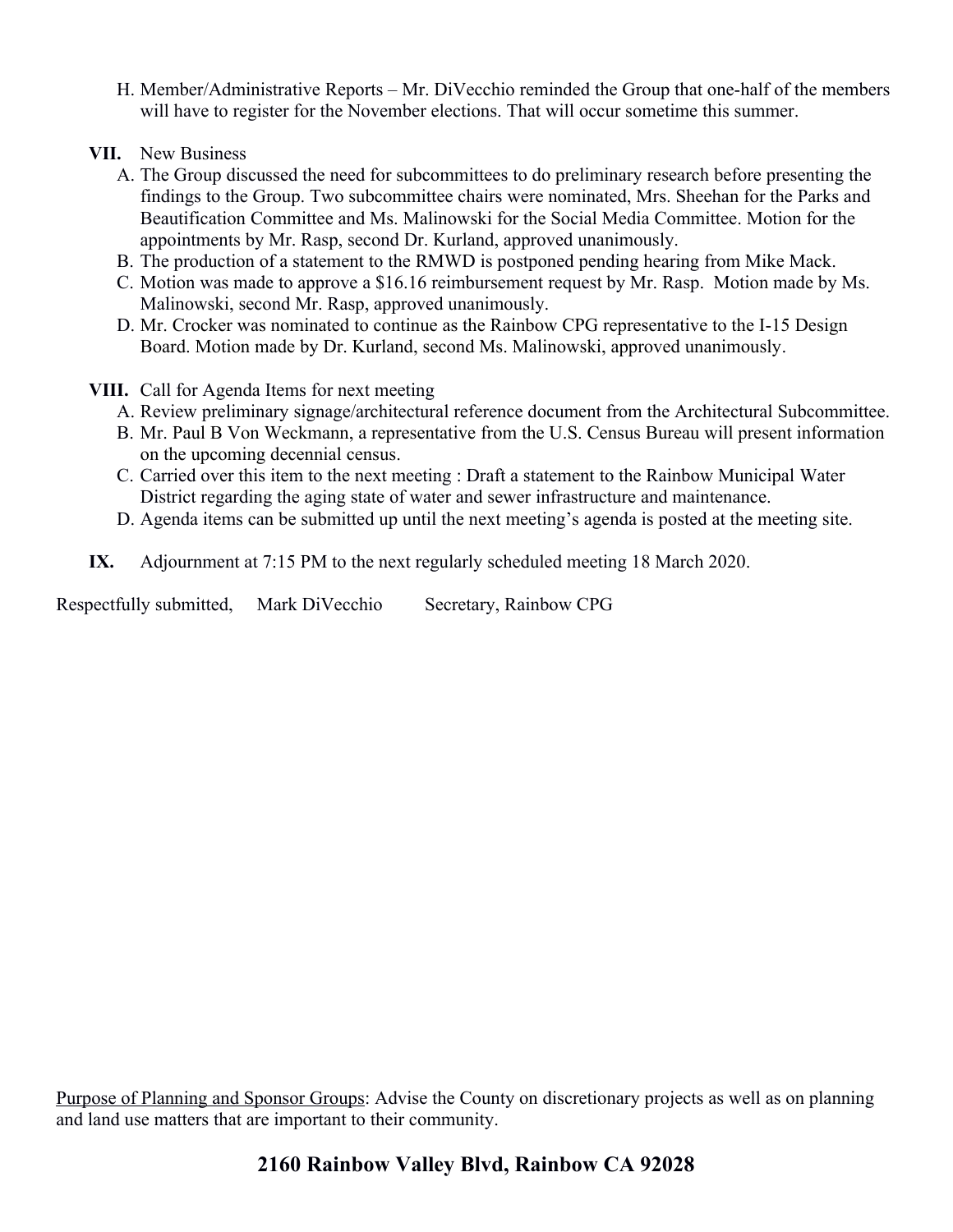H. Member/Administrative Reports – Mr. DiVecchio reminded the Group that one-half of the members will have to register for the November elections. That will occur sometime this summer.

**VII.** New Business

A. The Group discussed the need for subcommittees to do preliminary research before presenting the findings to the Group. Two subcommittee chairs were nominated, Mrs. Sheehan for the Parks and Beautification Committee and Ms. Malinowski for the Social Media Committee. Motion for the appointments by Mr. Rasp, second Dr. Kurland, approved unanimously.

B. The production of a statement to the RMWD is postponed pending hearing from Mike Mack.

C. Motion was made to approve a $16.16 reimbursement request by Mr. Rasp. Motion made by Ms. Malinowski, second Mr. Rasp, approved unanimously.

D. Mr. Crocker was nominated to continue as the Rainbow CPG representative to the I-15 Design Board. Motion made by Dr. Kurland, second Ms. Malinowski, approved unanimously.

**VIII.** Call for Agenda Items for next meeting

A. Review preliminary signage/architectural reference document from the Architectural Subcommittee.

B. Mr. Paul B Von Weckmann, a representative from the U.S. Census Bureau will present information on the upcoming decennial census.

C. Carried over this item to the next meeting : Draft a statement to the Rainbow Municipal Water District regarding the aging state of water and sewer infrastructure and maintenance.

D. Agenda items can be submitted up until the next meeting's agenda is posted at the meeting site.

**IX.** Adjournment at 7:15 PM to the next regularly scheduled meeting 18 March 2020.

Respectfully submitted, Mark DiVecchio Secretary, Rainbow CPG

Purpose of Planning and Sponsor Groups: Advise the County on discretionary projects as well as on planning and land use matters that are important to their community.

**2160 Rainbow Valley Blvd, Rainbow CA 92028**